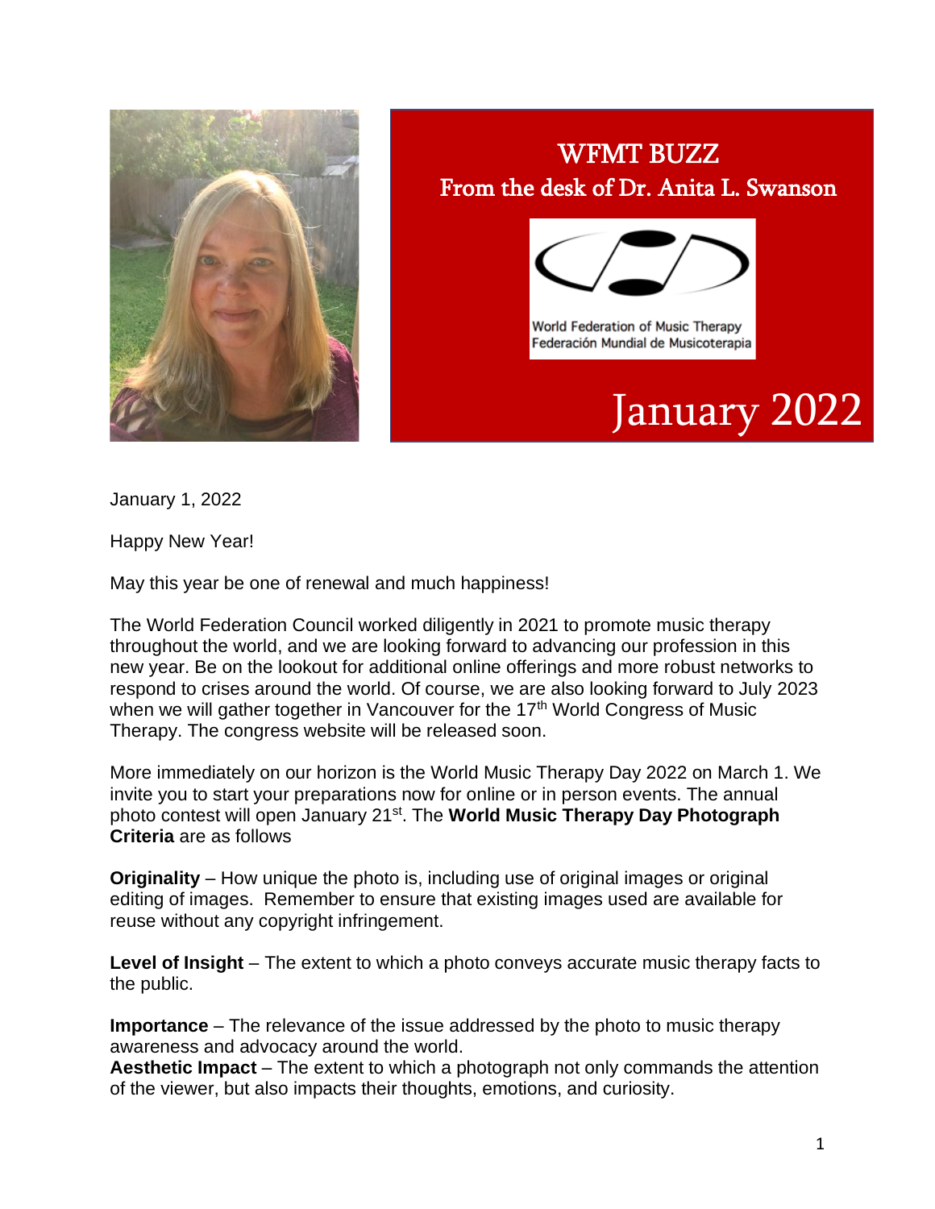# WFMT BUZZ
## From the desk of Dr. Anita L. Swanson

World Federation of Music Therapy
Federación Mundial de Musicoterapia

## January 2022

January 1, 2022

Happy New Year!

May this year be one of renewal and much happiness!

The World Federation Council worked diligently in 2021 to promote music therapy throughout the world, and we are looking forward to advancing our profession in this new year. Be on the lookout for additional online offerings and more robust networks to respond to crises around the world. Of course, we are also looking forward to July 2023 when we will gather together in Vancouver for the 17th World Congress of Music Therapy. The congress website will be released soon.

More immediately on our horizon is the World Music Therapy Day 2022 on March 1. We invite you to start your preparations now for online or in person events. The annual photo contest will open January 21st. The **World Music Therapy Day Photograph Criteria** are as follows

**Originality** – How unique the photo is, including use of original images or original editing of images. Remember to ensure that existing images used are available for reuse without any copyright infringement.

**Level of Insight** – The extent to which a photo conveys accurate music therapy facts to the public.

**Importance** – The relevance of the issue addressed by the photo to music therapy awareness and advocacy around the world.

**Aesthetic Impact** – The extent to which a photograph not only commands the attention of the viewer, but also impacts their thoughts, emotions, and curiosity.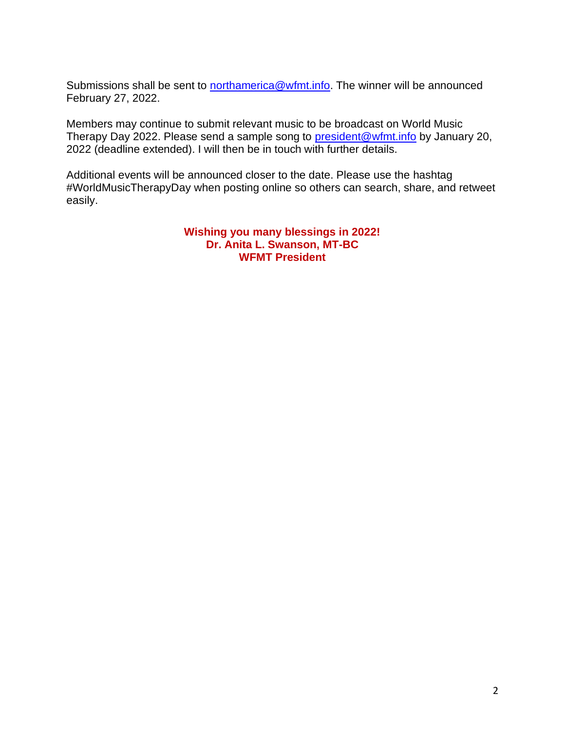Submissions shall be sent to northamerica@wfmt.info. The winner will be announced February 27, 2022.

Members may continue to submit relevant music to be broadcast on World Music Therapy Day 2022. Please send a sample song to president@wfmt.info by January 20, 2022 (deadline extended). I will then be in touch with further details.

Additional events will be announced closer to the date. Please use the hashtag #WorldMusicTherapyDay when posting online so others can search, share, and retweet easily.

**Wishing you many blessings in 2022!**
**Dr. Anita L. Swanson, MT-BC**
**WFMT President**